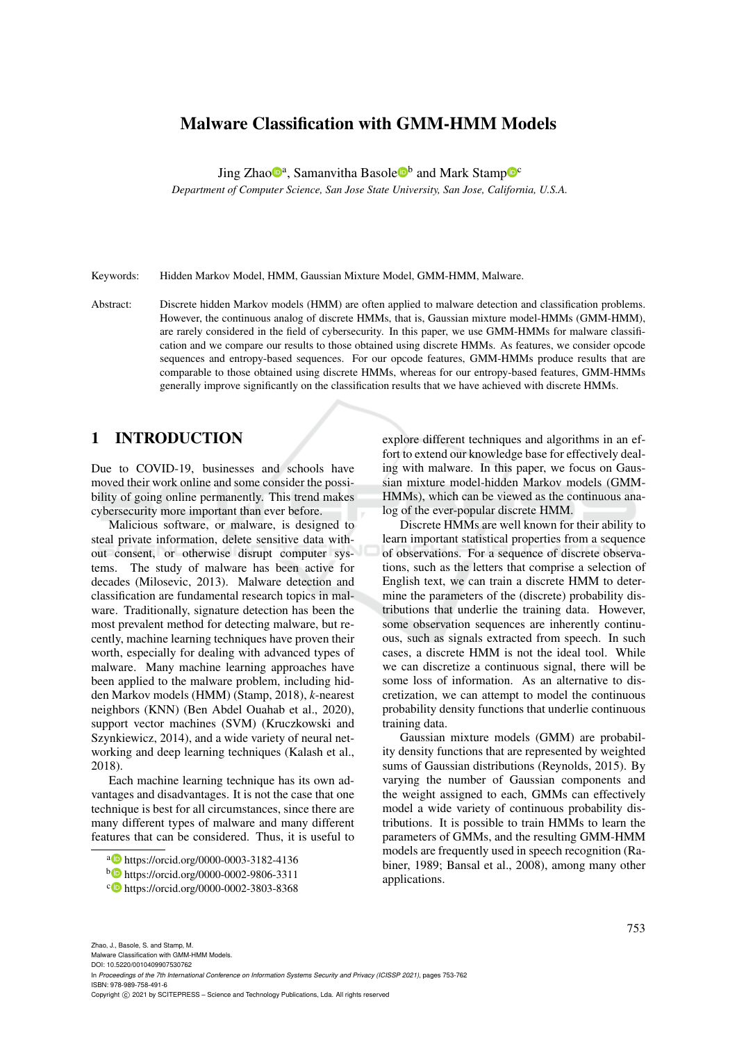# Malware Classification with GMM-HMM Models

Jing Zhao[a], Samanvitha Basole[b] and Mark Stamp[c]

*Department of Computer Science, San Jose State University, San Jose, California, U.S.A.*

Keywords: Hidden Markov Model, HMM, Gaussian Mixture Model, GMM-HMM, Malware.

Abstract: Discrete hidden Markov models (HMM) are often applied to malware detection and classification problems. However, the continuous analog of discrete HMMs, that is, Gaussian mixture model-HMMs (GMM-HMM), are rarely considered in the field of cybersecurity. In this paper, we use GMM-HMMs for malware classification and we compare our results to those obtained using discrete HMMs. As features, we consider opcode sequences and entropy-based sequences. For our opcode features, GMM-HMMs produce results that are comparable to those obtained using discrete HMMs, whereas for our entropy-based features, GMM-HMMs generally improve significantly on the classification results that we have achieved with discrete HMMs.

## 1 INTRODUCTION

Due to COVID-19, businesses and schools have moved their work online and some consider the possibility of going online permanently. This trend makes cybersecurity more important than ever before.

Malicious software, or malware, is designed to steal private information, delete sensitive data without consent, or otherwise disrupt computer systems. The study of malware has been active for decades (Milosevic, 2013). Malware detection and classification are fundamental research topics in malware. Traditionally, signature detection has been the most prevalent method for detecting malware, but recently, machine learning techniques have proven their worth, especially for dealing with advanced types of malware. Many machine learning approaches have been applied to the malware problem, including hidden Markov models (HMM) (Stamp, 2018), *k*-nearest neighbors (KNN) (Ben Abdel Ouahab et al., 2020), support vector machines (SVM) (Kruczkowski and Szynkiewicz, 2014), and a wide variety of neural networking and deep learning techniques (Kalash et al., 2018).

Each machine learning technique has its own advantages and disadvantages. It is not the case that one technique is best for all circumstances, since there are many different types of malware and many different features that can be considered. Thus, it is useful to explore different techniques and algorithms in an effort to extend our knowledge base for effectively dealing with malware. In this paper, we focus on Gaussian mixture model-hidden Markov models (GMM-HMMs), which can be viewed as the continuous analog of the ever-popular discrete HMM.

Discrete HMMs are well known for their ability to learn important statistical properties from a sequence of observations. For a sequence of discrete observations, such as the letters that comprise a selection of English text, we can train a discrete HMM to determine the parameters of the (discrete) probability distributions that underlie the training data. However, some observation sequences are inherently continuous, such as signals extracted from speech. In such cases, a discrete HMM is not the ideal tool. While we can discretize a continuous signal, there will be some loss of information. As an alternative to discretization, we can attempt to model the continuous probability density functions that underlie continuous training data.

Gaussian mixture models (GMM) are probability density functions that are represented by weighted sums of Gaussian distributions (Reynolds, 2015). By varying the number of Gaussian components and the weight assigned to each, GMMs can effectively model a wide variety of continuous probability distributions. It is possible to train HMMs to learn the parameters of GMMs, and the resulting GMM-HMM models are frequently used in speech recognition (Rabiner, 1989; Bansal et al., 2008), among many other applications.

[a] https://orcid.org/0000-0003-3182-4136
[b] https://orcid.org/0000-0002-9806-3311
[c] https://orcid.org/0000-0002-3803-8368

Zhao, J., Basole, S. and Stamp, M.
Malware Classification with GMM-HMM Models.
DOI: 10.5220/0010409907530762
In *Proceedings of the 7th International Conference on Information Systems Security and Privacy (ICISSP 2021)*, pages 753-762
ISBN: 978-989-758-491-6
Copyright © 2021 by SCITEPRESS – Science and Technology Publications, Lda. All rights reserved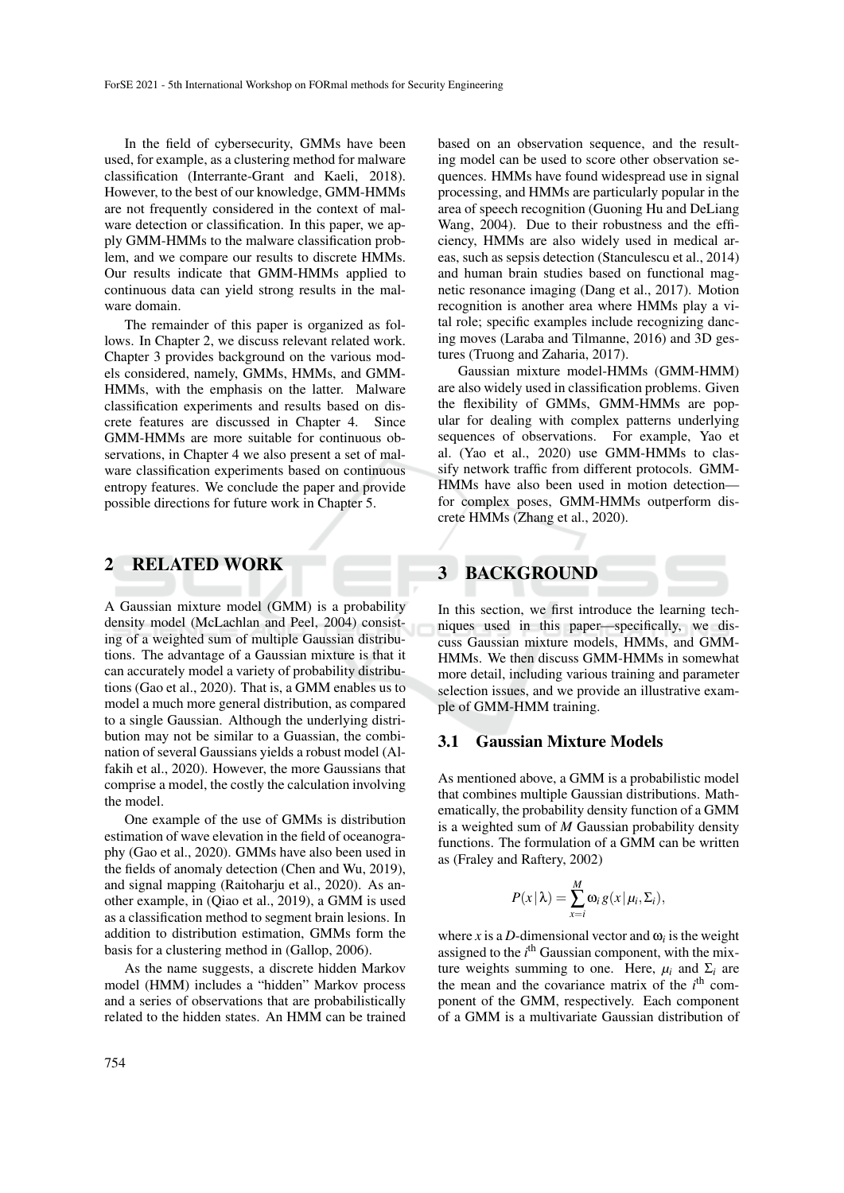In the field of cybersecurity, GMMs have been used, for example, as a clustering method for malware classification (Interrante-Grant and Kaeli, 2018). However, to the best of our knowledge, GMM-HMMs are not frequently considered in the context of malware detection or classification. In this paper, we apply GMM-HMMs to the malware classification problem, and we compare our results to discrete HMMs. Our results indicate that GMM-HMMs applied to continuous data can yield strong results in the malware domain.

The remainder of this paper is organized as follows. In Chapter 2, we discuss relevant related work. Chapter 3 provides background on the various models considered, namely, GMMs, HMMs, and GMM-HMMs, with the emphasis on the latter. Malware classification experiments and results based on discrete features are discussed in Chapter 4. Since GMM-HMMs are more suitable for continuous observations, in Chapter 4 we also present a set of malware classification experiments based on continuous entropy features. We conclude the paper and provide possible directions for future work in Chapter 5.

## 2 RELATED WORK

A Gaussian mixture model (GMM) is a probability density model (McLachlan and Peel, 2004) consisting of a weighted sum of multiple Gaussian distributions. The advantage of a Gaussian mixture is that it can accurately model a variety of probability distributions (Gao et al., 2020). That is, a GMM enables us to model a much more general distribution, as compared to a single Gaussian. Although the underlying distribution may not be similar to a Guassian, the combination of several Gaussians yields a robust model (Alfakih et al., 2020). However, the more Gaussians that comprise a model, the costly the calculation involving the model.

One example of the use of GMMs is distribution estimation of wave elevation in the field of oceanography (Gao et al., 2020). GMMs have also been used in the fields of anomaly detection (Chen and Wu, 2019), and signal mapping (Raitoharju et al., 2020). As another example, in (Qiao et al., 2019), a GMM is used as a classification method to segment brain lesions. In addition to distribution estimation, GMMs form the basis for a clustering method in (Gallop, 2006).

As the name suggests, a discrete hidden Markov model (HMM) includes a "hidden" Markov process and a series of observations that are probabilistically related to the hidden states. An HMM can be trained based on an observation sequence, and the resulting model can be used to score other observation sequences. HMMs have found widespread use in signal processing, and HMMs are particularly popular in the area of speech recognition (Guoning Hu and DeLiang Wang, 2004). Due to their robustness and the efficiency, HMMs are also widely used in medical areas, such as sepsis detection (Stanculescu et al., 2014) and human brain studies based on functional magnetic resonance imaging (Dang et al., 2017). Motion recognition is another area where HMMs play a vital role; specific examples include recognizing dancing moves (Laraba and Tilmanne, 2016) and 3D gestures (Truong and Zaharia, 2017).

Gaussian mixture model-HMMs (GMM-HMM) are also widely used in classification problems. Given the flexibility of GMMs, GMM-HMMs are popular for dealing with complex patterns underlying sequences of observations. For example, Yao et al. (Yao et al., 2020) use GMM-HMMs to classify network traffic from different protocols. GMM-HMMs have also been used in motion detection—for complex poses, GMM-HMMs outperform discrete HMMs (Zhang et al., 2020).

## 3 BACKGROUND

In this section, we first introduce the learning techniques used in this paper—specifically, we discuss Gaussian mixture models, HMMs, and GMM-HMMs. We then discuss GMM-HMMs in somewhat more detail, including various training and parameter selection issues, and we provide an illustrative example of GMM-HMM training.

### 3.1 Gaussian Mixture Models

As mentioned above, a GMM is a probabilistic model that combines multiple Gaussian distributions. Mathematically, the probability density function of a GMM is a weighted sum of $M$ Gaussian probability density functions. The formulation of a GMM can be written as (Fraley and Raftery, 2002)

$$P(x\,|\,\lambda) = \sum_{x=i}^{M} \omega_i \, g(x\,|\,\mu_i, \Sigma_i),$$

where $x$ is a $D$-dimensional vector and $\omega_i$ is the weight assigned to the $i^{\text{th}}$ Gaussian component, with the mixture weights summing to one. Here, $\mu_i$ and $\Sigma_i$ are the mean and the covariance matrix of the $i^{\text{th}}$ component of the GMM, respectively. Each component of a GMM is a multivariate Gaussian distribution of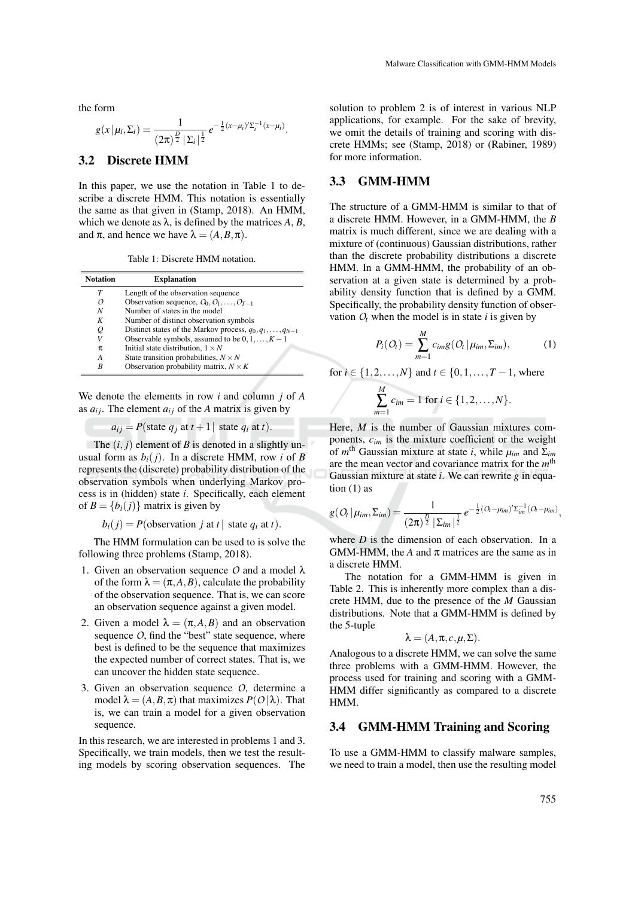the form

$$g(x\,|\,\mu_i, \Sigma_i) = \frac{1}{(2\pi)^{\frac{D}{2}}\,|\Sigma_i|^{\frac{1}{2}}}\, e^{-\frac{1}{2}(x-\mu_i)'\Sigma_i^{-1}(x-\mu_i)}.$$

## 3.2 Discrete HMM

In this paper, we use the notation in Table 1 to describe a discrete HMM. This notation is essentially the same as that given in (Stamp, 2018). An HMM, which we denote as $\lambda$, is defined by the matrices $A$, $B$, and $\pi$, and hence we have $\lambda = (A, B, \pi)$.

Table 1: Discrete HMM notation.

| Notation | Explanation |
|---|---|
| $T$ | Length of the observation sequence |
| $O$ | Observation sequence, $O_0, O_1, \ldots, O_{T-1}$ |
| $N$ | Number of states in the model |
| $K$ | Number of distinct observation symbols |
| $Q$ | Distinct states of the Markov process, $q_0, q_1, \ldots, q_{N-1}$ |
| $V$ | Observable symbols, assumed to be $0, 1, \ldots, K-1$ |
| $\pi$ | Initial state distribution, $1 \times N$ |
| $A$ | State transition probabilities, $N \times N$ |
| $B$ | Observation probability matrix, $N \times K$ |

We denote the elements in row $i$ and column $j$ of $A$ as $a_{ij}$. The element $a_{ij}$ of the $A$ matrix is given by

$$a_{ij} = P(\text{state } q_j \text{ at } t+1 \,|\, \text{state } q_i \text{ at } t).$$

The $(i, j)$ element of $B$ is denoted in a slightly unusual form as $b_i(j)$. In a discrete HMM, row $i$ of $B$ represents the (discrete) probability distribution of the observation symbols when underlying Markov process is in (hidden) state $i$. Specifically, each element of $B = \{b_i(j)\}$ matrix is given by

$$b_i(j) = P(\text{observation } j \text{ at } t \,|\, \text{state } q_i \text{ at } t).$$

The HMM formulation can be used to is solve the following three problems (Stamp, 2018).

1. Given an observation sequence $O$ and a model $\lambda$ of the form $\lambda = (\pi, A, B)$, calculate the probability of the observation sequence. That is, we can score an observation sequence against a given model.
2. Given a model $\lambda = (\pi, A, B)$ and an observation sequence $O$, find the "best" state sequence, where best is defined to be the sequence that maximizes the expected number of correct states. That is, we can uncover the hidden state sequence.
3. Given an observation sequence $O$, determine a model $\lambda = (A, B, \pi)$ that maximizes $P(O\,|\,\lambda)$. That is, we can train a model for a given observation sequence.

In this research, we are interested in problems 1 and 3. Specifically, we train models, then we test the resulting models by scoring observation sequences. The solution to problem 2 is of interest in various NLP applications, for example. For the sake of brevity, we omit the details of training and scoring with discrete HMMs; see (Stamp, 2018) or (Rabiner, 1989) for more information.

## 3.3 GMM-HMM

The structure of a GMM-HMM is similar to that of a discrete HMM. However, in a GMM-HMM, the $B$ matrix is much different, since we are dealing with a mixture of (continuous) Gaussian distributions, rather than the discrete probability distributions a discrete HMM. In a GMM-HMM, the probability of an observation at a given state is determined by a probability density function that is defined by a GMM. Specifically, the probability density function of observation $O_t$ when the model is in state $i$ is given by

$$P_i(O_t) = \sum_{m=1}^{M} c_{im}\, g(O_t\,|\,\mu_{im}, \Sigma_{im}), \tag{1}$$

for $i \in \{1, 2, \ldots, N\}$ and $t \in \{0, 1, \ldots, T-1\}$, where

$$\sum_{m=1}^{M} c_{im} = 1 \text{ for } i \in \{1, 2, \ldots, N\}.$$

Here, $M$ is the number of Gaussian mixtures components, $c_{im}$ is the mixture coefficient or the weight of $m^{\text{th}}$ Gaussian mixture at state $i$, while $\mu_{im}$ and $\Sigma_{im}$ are the mean vector and covariance matrix for the $m^{\text{th}}$ Gaussian mixture at state $i$. We can rewrite $g$ in equation (1) as

$$g(O_t\,|\,\mu_{im}, \Sigma_{im}) = \frac{1}{(2\pi)^{\frac{D}{2}}\,|\Sigma_{im}|^{\frac{1}{2}}}\, e^{-\frac{1}{2}(O_t-\mu_{im})'\Sigma_{im}^{-1}(O_t-\mu_{im})},$$

where $D$ is the dimension of each observation. In a GMM-HMM, the $A$ and $\pi$ matrices are the same as in a discrete HMM.

The notation for a GMM-HMM is given in Table 2. This is inherently more complex than a discrete HMM, due to the presence of the $M$ Gaussian distributions. Note that a GMM-HMM is defined by the 5-tuple

$$\lambda = (A, \pi, c, \mu, \Sigma).$$

Analogous to a discrete HMM, we can solve the same three problems with a GMM-HMM. However, the process used for training and scoring with a GMM-HMM differ significantly as compared to a discrete HMM.

## 3.4 GMM-HMM Training and Scoring

To use a GMM-HMM to classify malware samples, we need to train a model, then use the resulting model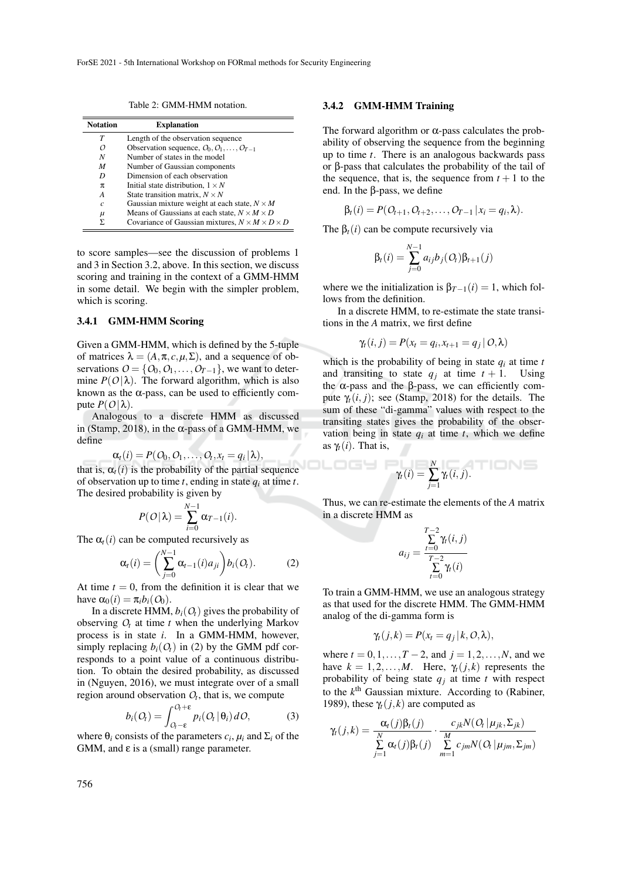Table 2: GMM-HMM notation.

| Notation | Explanation |
|---|---|
| $T$ | Length of the observation sequence |
| $\mathcal{O}$ | Observation sequence, $\mathcal{O}_0, \mathcal{O}_1, \ldots, \mathcal{O}_{T-1}$ |
| $N$ | Number of states in the model |
| $M$ | Number of Gaussian components |
| $D$ | Dimension of each observation |
| $\pi$ | Initial state distribution, $1 \times N$ |
| $A$ | State transition matrix, $N \times N$ |
| $c$ | Gaussian mixture weight at each state, $N \times M$ |
| $\mu$ | Means of Gaussians at each state, $N \times M \times D$ |
| $\Sigma$ | Covariance of Gaussian mixtures, $N \times M \times D \times D$ |

to score samples—see the discussion of problems 1 and 3 in Section 3.2, above. In this section, we discuss scoring and training in the context of a GMM-HMM in some detail. We begin with the simpler problem, which is scoring.

#### 3.4.1 GMM-HMM Scoring

Given a GMM-HMM, which is defined by the 5-tuple of matrices $\lambda = (A, \pi, c, \mu, \Sigma)$, and a sequence of observations $\mathcal{O} = \{\mathcal{O}_0, \mathcal{O}_1, \ldots, \mathcal{O}_{T-1}\}$, we want to determine $P(\mathcal{O} \,|\, \lambda)$. The forward algorithm, which is also known as the $\alpha$-pass, can be used to efficiently compute $P(\mathcal{O} \,|\, \lambda)$.

Analogous to a discrete HMM as discussed in (Stamp, 2018), in the $\alpha$-pass of a GMM-HMM, we define

$$\alpha_t(i) = P(\mathcal{O}_0, \mathcal{O}_1, \ldots, \mathcal{O}_t, x_t = q_i \,|\, \lambda),$$

that is, $\alpha_t(i)$ is the probability of the partial sequence of observation up to time $t$, ending in state $q_i$ at time $t$. The desired probability is given by

$$P(\mathcal{O} \,|\, \lambda) = \sum_{i=0}^{N-1} \alpha_{T-1}(i).$$

The $\alpha_t(i)$ can be computed recursively as

$$\alpha_t(i) = \left( \sum_{j=0}^{N-1} \alpha_{t-1}(i) a_{ji} \right) b_i(\mathcal{O}_t). \tag{2}$$

At time $t = 0$, from the definition it is clear that we have $\alpha_0(i) = \pi_i b_i(\mathcal{O}_0)$.

In a discrete HMM, $b_i(\mathcal{O}_t)$ gives the probability of observing $\mathcal{O}_t$ at time $t$ when the underlying Markov process is in state $i$. In a GMM-HMM, however, simply replacing $b_i(\mathcal{O}_t)$ in (2) by the GMM pdf corresponds to a point value of a continuous distribution. To obtain the desired probability, as discussed in (Nguyen, 2016), we must integrate over of a small region around observation $\mathcal{O}_t$, that is, we compute

$$b_i(\mathcal{O}_t) = \int_{\mathcal{O}_t - \varepsilon}^{\mathcal{O}_t + \varepsilon} p_i(\mathcal{O}_t \,|\, \theta_i) \, d\mathcal{O}, \tag{3}$$

where $\theta_i$ consists of the parameters $c_i$, $\mu_i$ and $\Sigma_i$ of the GMM, and $\varepsilon$ is a (small) range parameter.

#### 3.4.2 GMM-HMM Training

The forward algorithm or $\alpha$-pass calculates the probability of observing the sequence from the beginning up to time $t$. There is an analogous backwards pass or $\beta$-pass that calculates the probability of the tail of the sequence, that is, the sequence from $t+1$ to the end. In the $\beta$-pass, we define

$$\beta_t(i) = P(\mathcal{O}_{t+1}, \mathcal{O}_{t+2}, \ldots, \mathcal{O}_{T-1} \,|\, x_i = q_i, \lambda).$$

The $\beta_t(i)$ can be compute recursively via

$$\beta_t(i) = \sum_{j=0}^{N-1} a_{ij} b_j(\mathcal{O}_t) \beta_{t+1}(j)$$

where we the initialization is $\beta_{T-1}(i) = 1$, which follows from the definition.

In a discrete HMM, to re-estimate the state transitions in the $A$ matrix, we first define

$$\gamma_t(i,j) = P(x_t = q_i, x_{t+1} = q_j \,|\, \mathcal{O}, \lambda)$$

which is the probability of being in state $q_i$ at time $t$ and transiting to state $q_j$ at time $t+1$. Using the $\alpha$-pass and the $\beta$-pass, we can efficiently compute $\gamma_t(i,j)$; see (Stamp, 2018) for the details. The sum of these "di-gamma" values with respect to the transiting states gives the probability of the observation being in state $q_i$ at time $t$, which we define as $\gamma_t(i)$. That is,

$$\gamma_t(i) = \sum_{j=1}^{N} \gamma_t(i,j).$$

Thus, we can re-estimate the elements of the $A$ matrix in a discrete HMM as

$$a_{ij} = \frac{\sum\limits_{t=0}^{T-2} \gamma_t(i,j)}{\sum\limits_{t=0}^{T-2} \gamma_t(i)}$$

To train a GMM-HMM, we use an analogous strategy as that used for the discrete HMM. The GMM-HMM analog of the di-gamma form is

$$\gamma_t(j,k) = P(x_t = q_j \,|\, k, \mathcal{O}, \lambda),$$

where $t = 0, 1, \ldots, T-2$, and $j = 1, 2, \ldots, N$, and we have $k = 1, 2, \ldots, M$. Here, $\gamma_t(j,k)$ represents the probability of being state $q_j$ at time $t$ with respect to the $k^{\text{th}}$ Gaussian mixture. According to (Rabiner, 1989), these $\gamma_t(j,k)$ are computed as

$$\gamma_t(j,k) = \frac{\alpha_t(j)\beta_t(j)}{\sum\limits_{j=1}^{N} \alpha_t(j)\beta_t(j)} \cdot \frac{c_{jk} N(\mathcal{O}_t \,|\, \mu_{jk}, \Sigma_{jk})}{\sum\limits_{m=1}^{M} c_{jm} N(\mathcal{O}_t \,|\, \mu_{jm}, \Sigma_{jm})}$$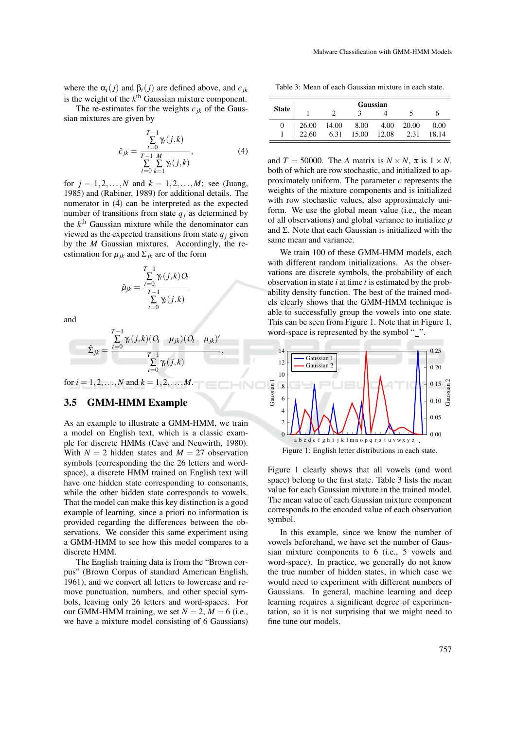where the $\alpha_t(j)$ and $\beta_t(j)$ are defined above, and $c_{jk}$ is the weight of the $k^{\text{th}}$ Gaussian mixture component.

The re-estimates for the weights $c_{jk}$ of the Gaussian mixtures are given by

$$\hat{c}_{jk} = \frac{\sum_{t=0}^{T-1} \gamma_t(j,k)}{\sum_{t=0}^{T-1} \sum_{k=1}^{M} \gamma_t(j,k)}, \tag{4}$$

for $j = 1,2,\ldots,N$ and $k = 1,2,\ldots,M$; see (Juang, 1985) and (Rabiner, 1989) for additional details. The numerator in (4) can be interpreted as the expected number of transitions from state $q_j$ as determined by the $k^{\text{th}}$ Gaussian mixture while the denominator can viewed as the expected transitions from state $q_j$ given by the $M$ Gaussian mixtures. Accordingly, the re-estimation for $\mu_{jk}$ and $\Sigma_{jk}$ are of the form

$$\hat{\mu}_{jk} = \frac{\sum_{t=0}^{T-1} \gamma_t(j,k) O_t}{\sum_{t=0}^{T-1} \gamma_t(j,k)}$$

and

$$\hat{\Sigma}_{jk} = \frac{\sum_{t=0}^{T-1} \gamma_t(j,k)(O_t - \mu_{jk})(O_t - \mu_{jk})'}{\sum_{t=0}^{T-1} \gamma_t(j,k)},$$

for $i = 1,2,\ldots,N$ and $k = 1,2,\ldots,M$.

## 3.5 GMM-HMM Example

As an example to illustrate a GMM-HMM, we train a model on English text, which is a classic example for discrete HMMs (Cave and Neuwirth, 1980). With $N = 2$ hidden states and $M = 27$ observation symbols (corresponding the the 26 letters and word-space), a discrete HMM trained on English text will have one hidden state corresponding to consonants, while the other hidden state corresponds to vowels. That the model can make this key distinction is a good example of learning, since a priori no information is provided regarding the differences between the observations. We consider this same experiment using a GMM-HMM to see how this model compares to a discrete HMM.

The English training data is from the "Brown corpus" (Brown Corpus of standard American English, 1961), and we convert all letters to lowercase and remove punctuation, numbers, and other special symbols, leaving only 26 letters and word-spaces. For our GMM-HMM training, we set $N = 2$, $M = 6$ (i.e., we have a mixture model consisting of 6 Gaussians)

Table 3: Mean of each Gaussian mixture in each state.

| State | Gaussian 1 | 2 | 3 | 4 | 5 | 6 |
|---|---|---|---|---|---|---|
| 0 | 26.00 | 14.00 | 8.00 | 4.00 | 20.00 | 0.00 |
| 1 | 22.60 | 6.31 | 15.00 | 12.08 | 2.31 | 18.14 |

and $T = 50000$. The $A$ matrix is $N \times N$, $\pi$ is $1 \times N$, both of which are row stochastic, and initialized to approximately uniform. The parameter $c$ represents the weights of the mixture components and is initialized with row stochastic values, also approximately uniform. We use the global mean value (i.e., the mean of all observations) and global variance to initialize $\mu$ and $\Sigma$. Note that each Gaussian is initialized with the same mean and variance.

We train 100 of these GMM-HMM models, each with different random initializations. As the observations are discrete symbols, the probability of each observation in state $i$ at time $t$ is estimated by the probability density function. The best of the trained models clearly shows that the GMM-HMM technique is able to successfully group the vowels into one state. This can be seen from Figure 1. Note that in Figure 1, word-space is represented by the symbol "␣".

Gaussian 1
Gaussian 2
Gaussian 1
Gaussian 2
0 2 4 6 8 10 12 14
0.00 0.05 0.10 0.15 0.20 0.25
a b c d e f g h i j k l m n o p q r s t u v w x y z ␣

Figure 1: English letter distributions in each state.

Figure 1 clearly shows that all vowels (and word space) belong to the first state. Table 3 lists the mean value for each Gaussian mixture in the trained model. The mean value of each Gaussian mixture component corresponds to the encoded value of each observation symbol.

In this example, since we know the number of vowels beforehand, we have set the number of Gaussian mixture components to 6 (i.e., 5 vowels and word-space). In practice, we generally do not know the true number of hidden states, in which case we would need to experiment with different numbers of Gaussians. In general, machine learning and deep learning requires a significant degree of experimentation, so it is not surprising that we might need to fine tune our models.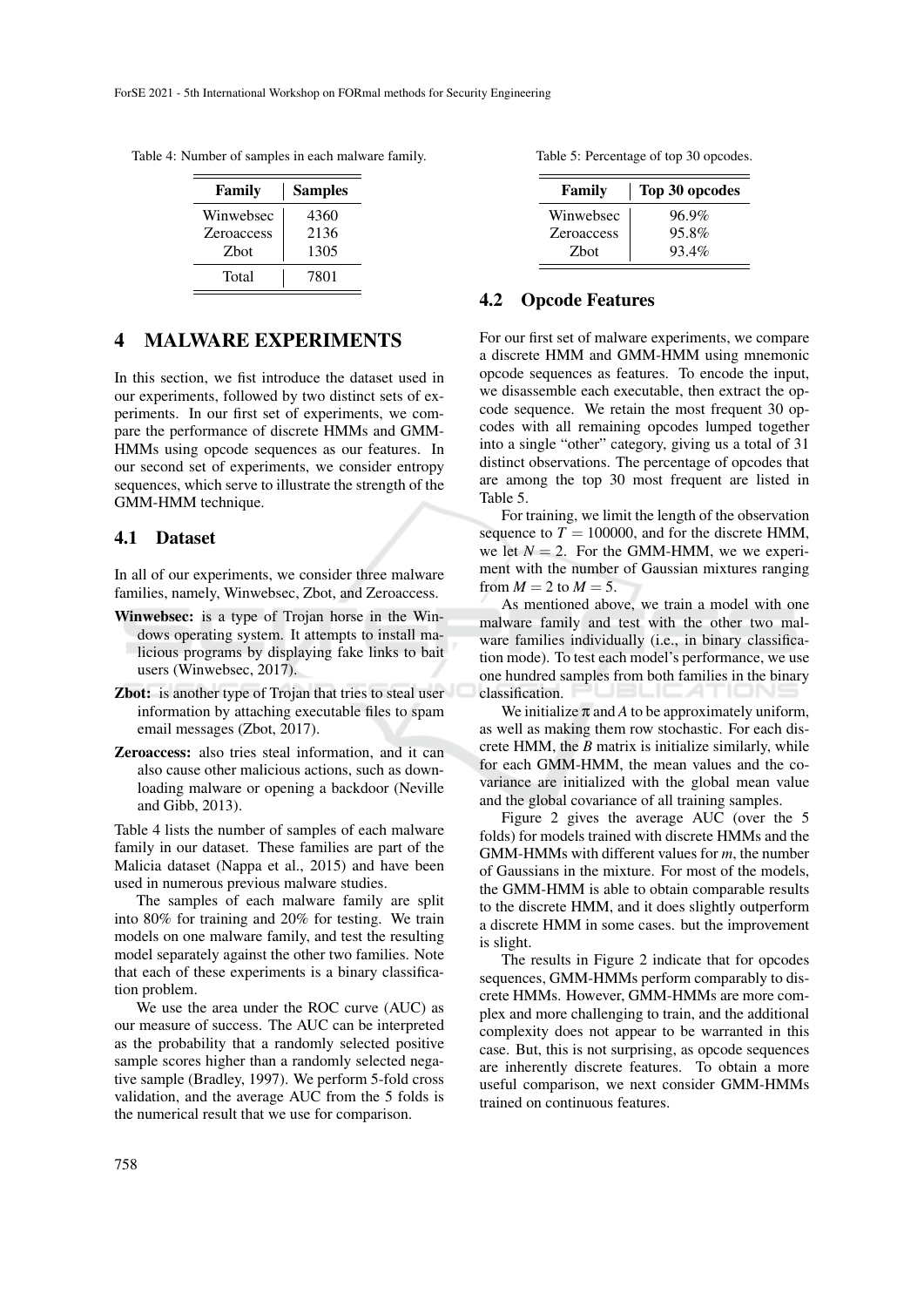Table 4: Number of samples in each malware family.

| Family | Samples |
|---|---|
| Winwebsec | 4360 |
| Zeroaccess | 2136 |
| Zbot | 1305 |
| Total | 7801 |

Table 5: Percentage of top 30 opcodes.

| Family | Top 30 opcodes |
|---|---|
| Winwebsec | 96.9% |
| Zeroaccess | 95.8% |
| Zbot | 93.4% |

## 4 MALWARE EXPERIMENTS

In this section, we fist introduce the dataset used in our experiments, followed by two distinct sets of experiments. In our first set of experiments, we compare the performance of discrete HMMs and GMM-HMMs using opcode sequences as our features. In our second set of experiments, we consider entropy sequences, which serve to illustrate the strength of the GMM-HMM technique.

### 4.1 Dataset

In all of our experiments, we consider three malware families, namely, Winwebsec, Zbot, and Zeroaccess.

- **Winwebsec:** is a type of Trojan horse in the Windows operating system. It attempts to install malicious programs by displaying fake links to bait users (Winwebsec, 2017).
- **Zbot:** is another type of Trojan that tries to steal user information by attaching executable files to spam email messages (Zbot, 2017).
- **Zeroaccess:** also tries steal information, and it can also cause other malicious actions, such as downloading malware or opening a backdoor (Neville and Gibb, 2013).

Table 4 lists the number of samples of each malware family in our dataset. These families are part of the Malicia dataset (Nappa et al., 2015) and have been used in numerous previous malware studies.

The samples of each malware family are split into 80% for training and 20% for testing. We train models on one malware family, and test the resulting model separately against the other two families. Note that each of these experiments is a binary classification problem.

We use the area under the ROC curve (AUC) as our measure of success. The AUC can be interpreted as the probability that a randomly selected positive sample scores higher than a randomly selected negative sample (Bradley, 1997). We perform 5-fold cross validation, and the average AUC from the 5 folds is the numerical result that we use for comparison.

### 4.2 Opcode Features

For our first set of malware experiments, we compare a discrete HMM and GMM-HMM using mnemonic opcode sequences as features. To encode the input, we disassemble each executable, then extract the opcode sequence. We retain the most frequent 30 opcodes with all remaining opcodes lumped together into a single "other" category, giving us a total of 31 distinct observations. The percentage of opcodes that are among the top 30 most frequent are listed in Table 5.

For training, we limit the length of the observation sequence to $T = 100000$, and for the discrete HMM, we let $N = 2$. For the GMM-HMM, we we experiment with the number of Gaussian mixtures ranging from $M = 2$ to $M = 5$.

As mentioned above, we train a model with one malware family and test with the other two malware families individually (i.e., in binary classification mode). To test each model's performance, we use one hundred samples from both families in the binary classification.

We initialize $\pi$ and $A$ to be approximately uniform, as well as making them row stochastic. For each discrete HMM, the $B$ matrix is initialize similarly, while for each GMM-HMM, the mean values and the covariance are initialized with the global mean value and the global covariance of all training samples.

Figure 2 gives the average AUC (over the 5 folds) for models trained with discrete HMMs and the GMM-HMMs with different values for $m$, the number of Gaussians in the mixture. For most of the models, the GMM-HMM is able to obtain comparable results to the discrete HMM, and it does slightly outperform a discrete HMM in some cases. but the improvement is slight.

The results in Figure 2 indicate that for opcodes sequences, GMM-HMMs perform comparably to discrete HMMs. However, GMM-HMMs are more complex and more challenging to train, and the additional complexity does not appear to be warranted in this case. But, this is not surprising, as opcode sequences are inherently discrete features. To obtain a more useful comparison, we next consider GMM-HMMs trained on continuous features.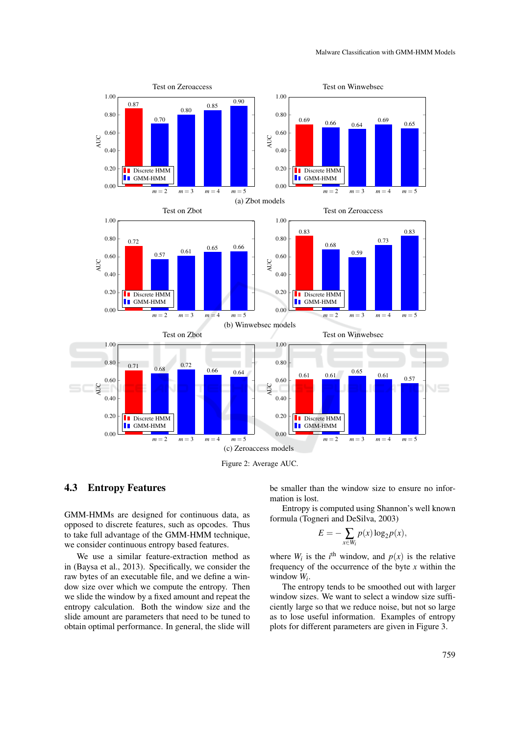Test on Zeroaccess

1.00
0.80
0.60
0.40
0.20
0.00

AUC

0.87 0.70 0.80 0.85 0.90

Discrete HMM
GMM-HMM

$m = 2$ $m = 3$ $m = 4$ $m = 5$

Test on Winwebsec

1.00
0.80
0.60
0.40
0.20
0.00

AUC

0.69 0.66 0.64 0.69 0.65

Discrete HMM
GMM-HMM

$m = 2$ $m = 3$ $m = 4$ $m = 5$

(a) Zbot models

Test on Zbot

1.00
0.80
0.60
0.40
0.20
0.00

AUC

0.72 0.57 0.61 0.65 0.66

Discrete HMM
GMM-HMM

$m = 2$ $m = 3$ $m = 4$ $m = 5$

Test on Zeroaccess

1.00
0.80
0.60
0.40
0.20
0.00

AUC

0.83 0.68 0.59 0.73 0.83

Discrete HMM
GMM-HMM

$m = 2$ $m = 3$ $m = 4$ $m = 5$

(b) Winwebsec models

Test on Zbot

1.00
0.80
0.60
0.40
0.20
0.00

AUC

0.71 0.68 0.72 0.66 0.64

Discrete HMM
GMM-HMM

$m = 2$ $m = 3$ $m = 4$ $m = 5$

Test on Winwebsec

1.00
0.80
0.60
0.40
0.20
0.00

AUC

0.61 0.61 0.65 0.61 0.57

Discrete HMM
GMM-HMM

$m = 2$ $m = 3$ $m = 4$ $m = 5$

(c) Zeroaccess models

Figure 2: Average AUC.

### 4.3 Entropy Features

GMM-HMMs are designed for continuous data, as opposed to discrete features, such as opcodes. Thus to take full advantage of the GMM-HMM technique, we consider continuous entropy based features.

We use a similar feature-extraction method as in (Baysa et al., 2013). Specifically, we consider the raw bytes of an executable file, and we define a window size over which we compute the entropy. Then we slide the window by a fixed amount and repeat the entropy calculation. Both the window size and the slide amount are parameters that need to be tuned to obtain optimal performance. In general, the slide will be smaller than the window size to ensure no information is lost.

Entropy is computed using Shannon's well known formula (Togneri and DeSilva, 2003)

$$E = -\sum_{x \in W_i} p(x) \log_2 p(x),$$

where $W_i$ is the $i^{\text{th}}$ window, and $p(x)$ is the relative frequency of the occurrence of the byte $x$ within the window $W_i$.

The entropy tends to be smoothed out with larger window sizes. We want to select a window size sufficiently large so that we reduce noise, but not so large as to lose useful information. Examples of entropy plots for different parameters are given in Figure 3.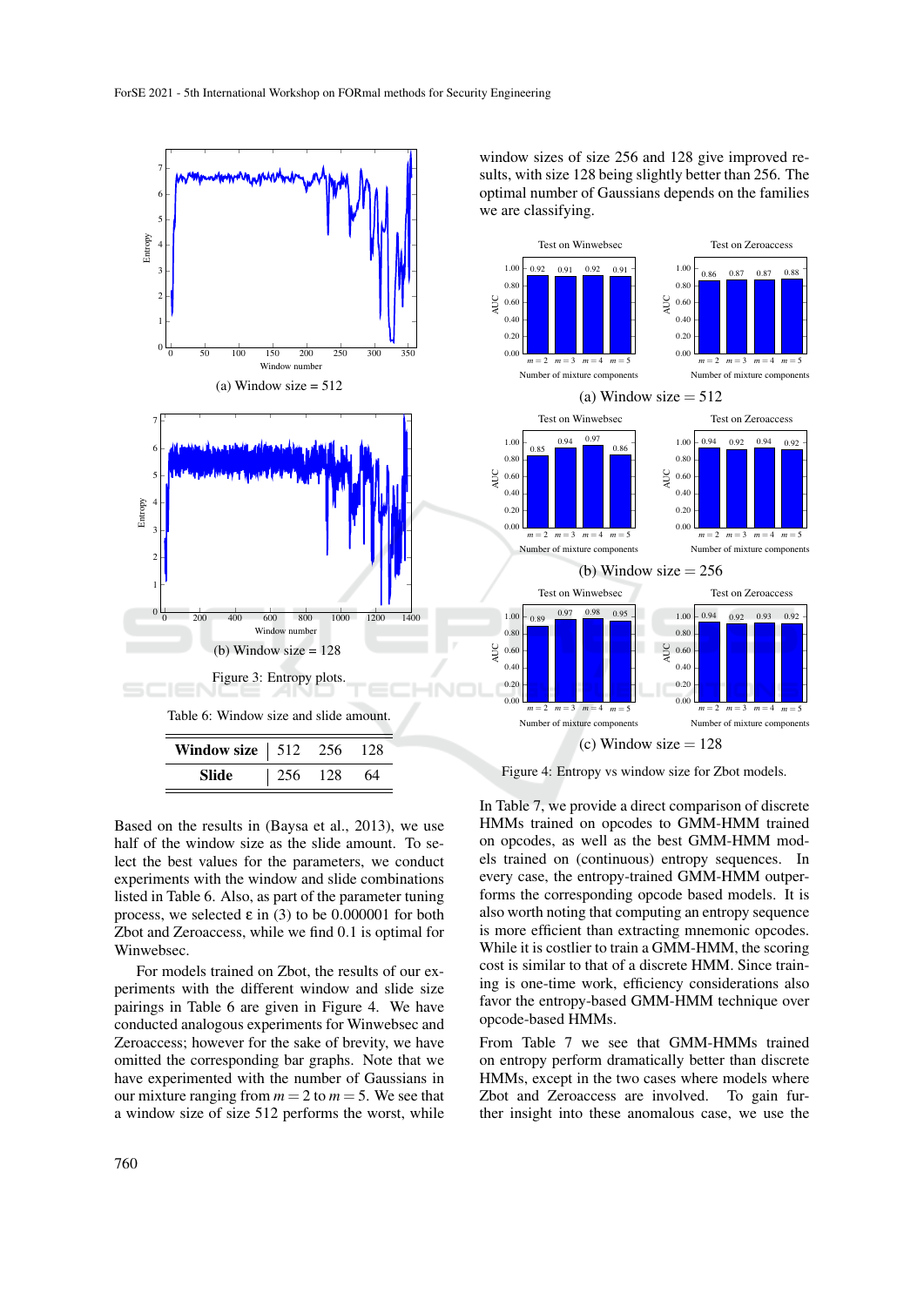Entropy

Window number

(a) Window size = 512

Entropy

Window number

(b) Window size = 128

Figure 3: Entropy plots.

Table 6: Window size and slide amount.

| **Window size** | 512 | 256 | 128 |
|---|---|---|---|
| **Slide** | 256 | 128 | 64 |

Based on the results in (Baysa et al., 2013), we use half of the window size as the slide amount. To select the best values for the parameters, we conduct experiments with the window and slide combinations listed in Table 6. Also, as part of the parameter tuning process, we selected $\varepsilon$ in (3) to be 0.000001 for both Zbot and Zeroaccess, while we find 0.1 is optimal for Winwebsec.

For models trained on Zbot, the results of our experiments with the different window and slide size pairings in Table 6 are given in Figure 4. We have conducted analogous experiments for Winwebsec and Zeroaccess; however for the sake of brevity, we have omitted the corresponding bar graphs. Note that we have experimented with the number of Gaussians in our mixture ranging from $m = 2$ to $m = 5$. We see that a window of size 512 performs the worst, while window sizes of size 256 and 128 give improved results, with size 128 being slightly better than 256. The optimal number of Gaussians depends on the families we are classifying.

Test on Winwebsec

AUC

0.92 0.91 0.92 0.91

$m=2$ $m=3$ $m=4$ $m=5$

Number of mixture components

Test on Zeroaccess

AUC

0.86 0.87 0.87 0.88

$m=2$ $m=3$ $m=4$ $m=5$

Number of mixture components

(a) Window size = 512

Test on Winwebsec

AUC

0.85 0.94 0.97 0.86

$m=2$ $m=3$ $m=4$ $m=5$

Number of mixture components

Test on Zeroaccess

AUC

0.94 0.92 0.94 0.92

$m=2$ $m=3$ $m=4$ $m=5$

Number of mixture components

(b) Window size = 256

Test on Winwebsec

AUC

0.89 0.97 0.98 0.95

$m=2$ $m=3$ $m=4$ $m=5$

Number of mixture components

Test on Zeroaccess

AUC

0.94 0.92 0.93 0.92

$m=2$ $m=3$ $m=4$ $m=5$

Number of mixture components

(c) Window size = 128

Figure 4: Entropy vs window size for Zbot models.

In Table 7, we provide a direct comparison of discrete HMMs trained on opcodes to GMM-HMM trained on opcodes, as well as the best GMM-HMM models trained on (continuous) entropy sequences. In every case, the entropy-trained GMM-HMM outperforms the corresponding opcode based models. It is also worth noting that computing an entropy sequence is more efficient than extracting mnemonic opcodes. While it is costlier to train a GMM-HMM, the scoring cost is similar to that of a discrete HMM. Since training is one-time work, efficiency considerations also favor the entropy-based GMM-HMM technique over opcode-based HMMs.

From Table 7 we see that GMM-HMMs trained on entropy perform dramatically better than discrete HMMs, except in the two cases where models where Zbot and Zeroaccess are involved. To gain further insight into these anomalous case, we use the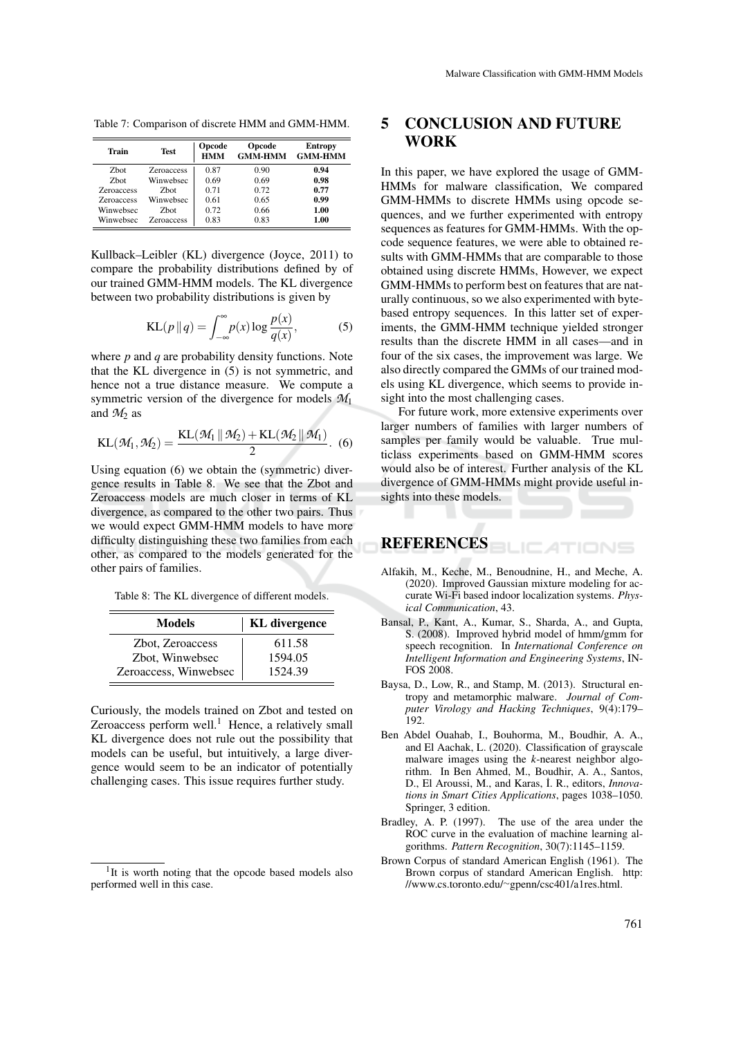Table 7: Comparison of discrete HMM and GMM-HMM.

| Train | Test | Opcode HMM | Opcode GMM-HMM | Entropy GMM-HMM |
|---|---|---|---|---|
| Zbot | Zeroaccess | 0.87 | 0.90 | **0.94** |
| Zbot | Winwebsec | 0.69 | 0.69 | **0.98** |
| Zeroaccess | Zbot | 0.71 | 0.72 | **0.77** |
| Zeroaccess | Winwebsec | 0.61 | 0.65 | **0.99** |
| Winwebsec | Zbot | 0.72 | 0.66 | **1.00** |
| Winwebsec | Zeroaccess | 0.83 | 0.83 | **1.00** |

Kullback–Leibler (KL) divergence (Joyce, 2011) to compare the probability distributions defined by of our trained GMM-HMM models. The KL divergence between two probability distributions is given by

$$\mathrm{KL}(p \,\|\, q) = \int_{-\infty}^{\infty} p(x) \log \frac{p(x)}{q(x)}, \tag{5}$$

where $p$ and $q$ are probability density functions. Note that the KL divergence in (5) is not symmetric, and hence not a true distance measure. We compute a symmetric version of the divergence for models $\mathcal{M}_1$ and $\mathcal{M}_2$ as

$$\mathrm{KL}(\mathcal{M}_1, \mathcal{M}_2) = \frac{\mathrm{KL}(\mathcal{M}_1 \,\|\, \mathcal{M}_2) + \mathrm{KL}(\mathcal{M}_2 \,\|\, \mathcal{M}_1)}{2}. \tag{6}$$

Using equation (6) we obtain the (symmetric) divergence results in Table 8. We see that the Zbot and Zeroaccess models are much closer in terms of KL divergence, as compared to the other two pairs. Thus we would expect GMM-HMM models to have more difficulty distinguishing these two families from each other, as compared to the models generated for the other pairs of families.

Table 8: The KL divergence of different models.

| Models | KL divergence |
|---|---|
| Zbot, Zeroaccess | 611.58 |
| Zbot, Winwebsec | 1594.05 |
| Zeroaccess, Winwebsec | 1524.39 |

Curiously, the models trained on Zbot and tested on Zeroaccess perform well.[1] Hence, a relatively small KL divergence does not rule out the possibility that models can be useful, but intuitively, a large divergence would seem to be an indicator of potentially challenging cases. This issue requires further study.

[1] It is worth noting that the opcode based models also performed well in this case.

# 5 CONCLUSION AND FUTURE WORK

In this paper, we have explored the usage of GMM-HMMs for malware classification, We compared GMM-HMMs to discrete HMMs using opcode sequences, and we further experimented with entropy sequences as features for GMM-HMMs. With the opcode sequence features, we were able to obtained results with GMM-HMMs that are comparable to those obtained using discrete HMMs, However, we expect GMM-HMMs to perform best on features that are naturally continuous, so we also experimented with byte-based entropy sequences. In this latter set of experiments, the GMM-HMM technique yielded stronger results than the discrete HMM in all cases—and in four of the six cases, the improvement was large. We also directly compared the GMMs of our trained models using KL divergence, which seems to provide insight into the most challenging cases.

For future work, more extensive experiments over larger numbers of families with larger numbers of samples per family would be valuable. True multiclass experiments based on GMM-HMM scores would also be of interest. Further analysis of the KL divergence of GMM-HMMs might provide useful insights into these models.

# REFERENCES

Alfakih, M., Keche, M., Benoudnine, H., and Meche, A. (2020). Improved Gaussian mixture modeling for accurate Wi-Fi based indoor localization systems. *Physical Communication*, 43.

Bansal, P., Kant, A., Kumar, S., Sharda, A., and Gupta, S. (2008). Improved hybrid model of hmm/gmm for speech recognition. In *International Conference on Intelligent Information and Engineering Systems*, INFOS 2008.

Baysa, D., Low, R., and Stamp, M. (2013). Structural entropy and metamorphic malware. *Journal of Computer Virology and Hacking Techniques*, 9(4):179–192.

Ben Abdel Ouahab, I., Bouhorma, M., Boudhir, A. A., and El Aachak, L. (2020). Classification of grayscale malware images using the *k*-nearest neighbor algorithm. In Ben Ahmed, M., Boudhir, A. A., Santos, D., El Aroussi, M., and Karas, İ. R., editors, *Innovations in Smart Cities Applications*, pages 1038–1050. Springer, 3 edition.

Bradley, A. P. (1997). The use of the area under the ROC curve in the evaluation of machine learning algorithms. *Pattern Recognition*, 30(7):1145–1159.

Brown Corpus of standard American English (1961). The Brown corpus of standard American English. http://www.cs.toronto.edu/~gpenn/csc401/a1res.html.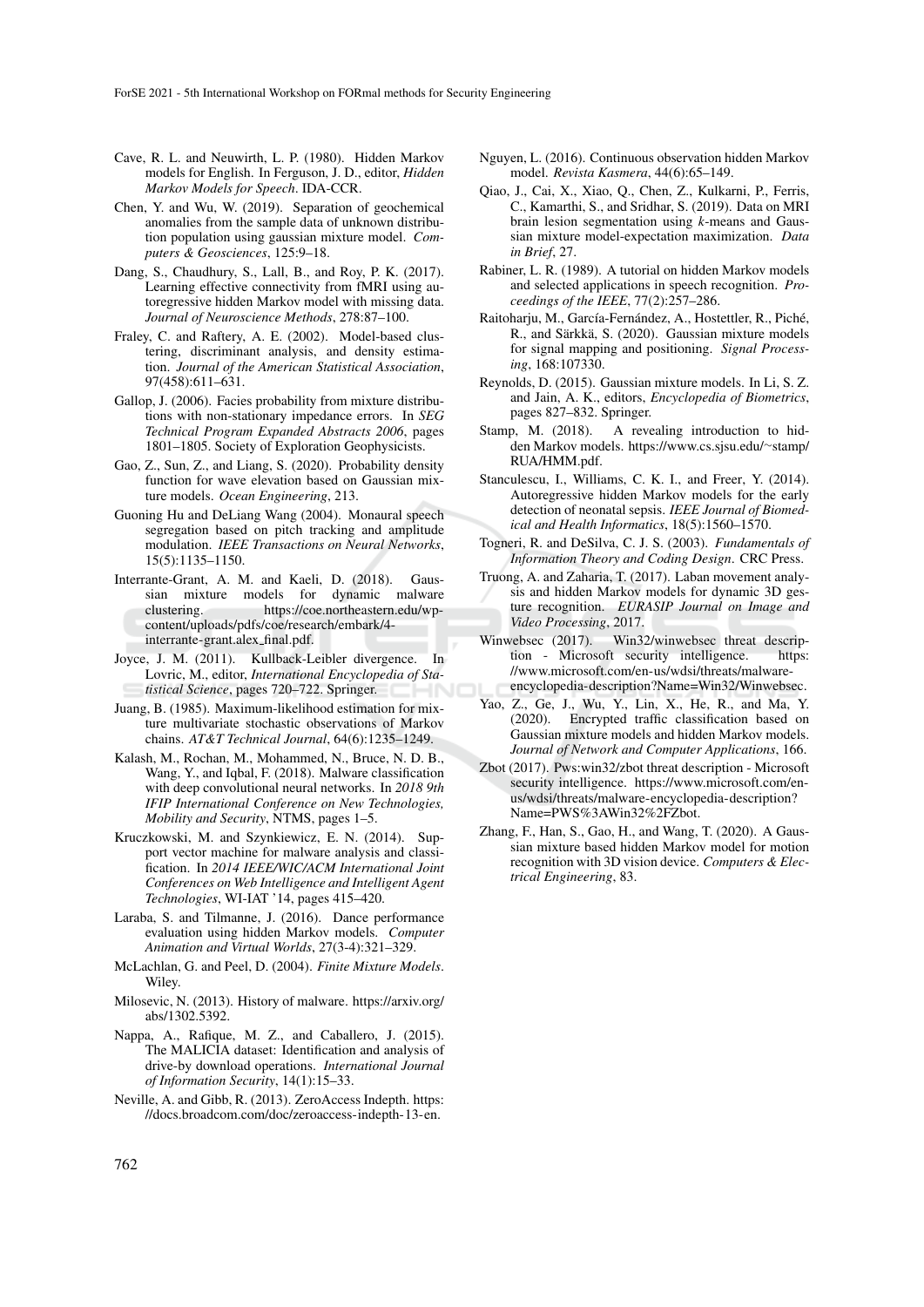Cave, R. L. and Neuwirth, L. P. (1980). Hidden Markov models for English. In Ferguson, J. D., editor, *Hidden Markov Models for Speech*. IDA-CCR.

Chen, Y. and Wu, W. (2019). Separation of geochemical anomalies from the sample data of unknown distribution population using gaussian mixture model. *Computers & Geosciences*, 125:9–18.

Dang, S., Chaudhury, S., Lall, B., and Roy, P. K. (2017). Learning effective connectivity from fMRI using autoregressive hidden Markov model with missing data. *Journal of Neuroscience Methods*, 278:87–100.

Fraley, C. and Raftery, A. E. (2002). Model-based clustering, discriminant analysis, and density estimation. *Journal of the American Statistical Association*, 97(458):611–631.

Gallop, J. (2006). Facies probability from mixture distributions with non-stationary impedance errors. In *SEG Technical Program Expanded Abstracts 2006*, pages 1801–1805. Society of Exploration Geophysicists.

Gao, Z., Sun, Z., and Liang, S. (2020). Probability density function for wave elevation based on Gaussian mixture models. *Ocean Engineering*, 213.

Guoning Hu and DeLiang Wang (2004). Monaural speech segregation based on pitch tracking and amplitude modulation. *IEEE Transactions on Neural Networks*, 15(5):1135–1150.

Interrante-Grant, A. M. and Kaeli, D. (2018). Gaussian mixture models for dynamic malware clustering. https://coe.northeastern.edu/wp-content/uploads/pdfs/coe/research/embark/4-interrante-grant.alex_final.pdf.

Joyce, J. M. (2011). Kullback-Leibler divergence. In Lovric, M., editor, *International Encyclopedia of Statistical Science*, pages 720–722. Springer.

Juang, B. (1985). Maximum-likelihood estimation for mixture multivariate stochastic observations of Markov chains. *AT&T Technical Journal*, 64(6):1235–1249.

Kalash, M., Rochan, M., Mohammed, N., Bruce, N. D. B., Wang, Y., and Iqbal, F. (2018). Malware classification with deep convolutional neural networks. In *2018 9th IFIP International Conference on New Technologies, Mobility and Security*, NTMS, pages 1–5.

Kruczkowski, M. and Szynkiewicz, E. N. (2014). Support vector machine for malware analysis and classification. In *2014 IEEE/WIC/ACM International Joint Conferences on Web Intelligence and Intelligent Agent Technologies*, WI-IAT '14, pages 415–420.

Laraba, S. and Tilmanne, J. (2016). Dance performance evaluation using hidden Markov models. *Computer Animation and Virtual Worlds*, 27(3-4):321–329.

McLachlan, G. and Peel, D. (2004). *Finite Mixture Models*. Wiley.

Milosevic, N. (2013). History of malware. https://arxiv.org/abs/1302.5392.

Nappa, A., Rafique, M. Z., and Caballero, J. (2015). The MALICIA dataset: Identification and analysis of drive-by download operations. *International Journal of Information Security*, 14(1):15–33.

Neville, A. and Gibb, R. (2013). ZeroAccess Indepth. https://docs.broadcom.com/doc/zeroaccess-indepth-13-en.

Nguyen, L. (2016). Continuous observation hidden Markov model. *Revista Kasmera*, 44(6):65–149.

Qiao, J., Cai, X., Xiao, Q., Chen, Z., Kulkarni, P., Ferris, C., Kamarthi, S., and Sridhar, S. (2019). Data on MRI brain lesion segmentation using *k*-means and Gaussian mixture model-expectation maximization. *Data in Brief*, 27.

Rabiner, L. R. (1989). A tutorial on hidden Markov models and selected applications in speech recognition. *Proceedings of the IEEE*, 77(2):257–286.

Raitoharju, M., García-Fernández, A., Hostettler, R., Piché, R., and Särkkä, S. (2020). Gaussian mixture models for signal mapping and positioning. *Signal Processing*, 168:107330.

Reynolds, D. (2015). Gaussian mixture models. In Li, S. Z. and Jain, A. K., editors, *Encyclopedia of Biometrics*, pages 827–832. Springer.

Stamp, M. (2018). A revealing introduction to hidden Markov models. https://www.cs.sjsu.edu/~stamp/RUA/HMM.pdf.

Stanculescu, I., Williams, C. K. I., and Freer, Y. (2014). Autoregressive hidden Markov models for the early detection of neonatal sepsis. *IEEE Journal of Biomedical and Health Informatics*, 18(5):1560–1570.

Togneri, R. and DeSilva, C. J. S. (2003). *Fundamentals of Information Theory and Coding Design*. CRC Press.

Truong, A. and Zaharia, T. (2017). Laban movement analysis and hidden Markov models for dynamic 3D gesture recognition. *EURASIP Journal on Image and Video Processing*, 2017.

Winwebsec (2017). Win32/winwebsec threat description - Microsoft security intelligence. https://www.microsoft.com/en-us/wdsi/threats/malware-encyclopedia-description?Name=Win32/Winwebsec.

Yao, Z., Ge, J., Wu, Y., Lin, X., He, R., and Ma, Y. (2020). Encrypted traffic classification based on Gaussian mixture models and hidden Markov models. *Journal of Network and Computer Applications*, 166.

Zbot (2017). Pws:win32/zbot threat description - Microsoft security intelligence. https://www.microsoft.com/en-us/wdsi/threats/malware-encyclopedia-description?Name=PWS%3AWin32%2FZbot.

Zhang, F., Han, S., Gao, H., and Wang, T. (2020). A Gaussian mixture based hidden Markov model for motion recognition with 3D vision device. *Computers & Electrical Engineering*, 83.